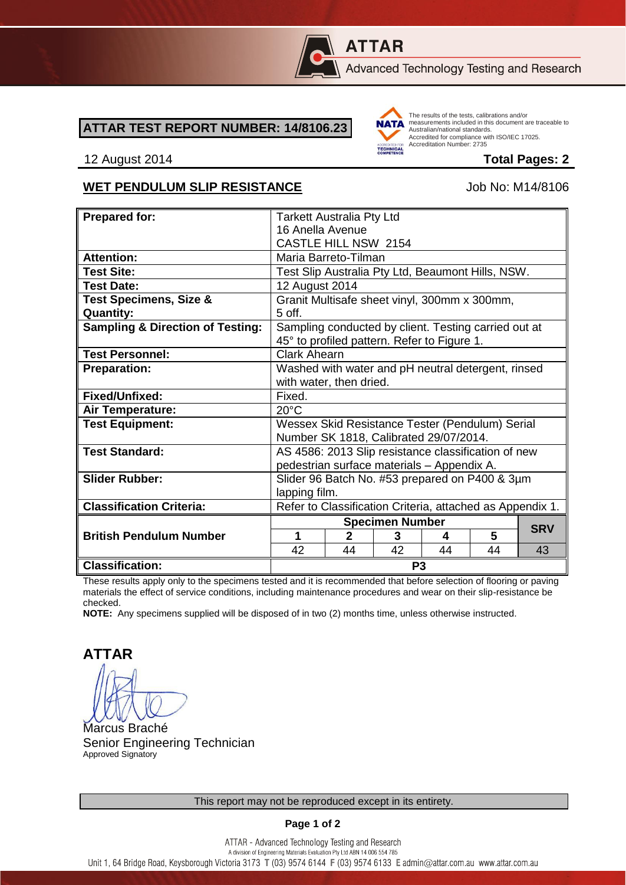**ATTAR**

Advanced Technology Testing and Research

**ATTAR TEST REPORT NUMBER: 14/8106.23**

The results of the tests, calibrations and/or measurements included in this document are traceable to Australian/national standards. Accredited for compliance with ISO/IEC 17025. Accreditation Number: 2735

12 August 2014 **Total Pages: 2**

## WET PENDULUM SLIP RESISTANCE

Job No: M14/8106

| | | | | | | |
|---|---|---|---|---|---|---|
| **Prepared for:** | Tarkett Australia Pty Ltd<br>16 Anella Avenue<br>CASTLE HILL NSW 2154 | | | | | |
| **Attention:** | Maria Barreto-Tilman | | | | | |
| **Test Site:** | Test Slip Australia Pty Ltd, Beaumont Hills, NSW. | | | | | |
| **Test Date:** | 12 August 2014 | | | | | |
| **Test Specimens, Size & Quantity:** | Granit Multisafe sheet vinyl, 300mm x 300mm, 5 off. | | | | | |
| **Sampling & Direction of Testing:** | Sampling conducted by client. Testing carried out at 45° to profiled pattern. Refer to Figure 1. | | | | | |
| **Test Personnel:** | Clark Ahearn | | | | | |
| **Preparation:** | Washed with water and pH neutral detergent, rinsed with water, then dried. | | | | | |
| **Fixed/Unfixed:** | Fixed. | | | | | |
| **Air Temperature:** | 20°C | | | | | |
| **Test Equipment:** | Wessex Skid Resistance Tester (Pendulum) Serial Number SK 1818, Calibrated 29/07/2014. | | | | | |
| **Test Standard:** | AS 4586: 2013 Slip resistance classification of new pedestrian surface materials – Appendix A. | | | | | |
| **Slider Rubber:** | Slider 96 Batch No. #53 prepared on P400 & 3µm lapping film. | | | | | |
| **Classification Criteria:** | Refer to Classification Criteria, attached as Appendix 1. | | | | | |
| **British Pendulum Number** | **Specimen Number** | | | | | **SRV** |
| | **1** | **2** | **3** | **4** | **5** | |
| | 42 | 44 | 42 | 44 | 44 | 43 |
| **Classification:** | **P3** | | | | | |

These results apply only to the specimens tested and it is recommended that before selection of flooring or paving materials the effect of service conditions, including maintenance procedures and wear on their slip-resistance be checked.

**NOTE:** Any specimens supplied will be disposed of in two (2) months time, unless otherwise instructed.

**ATTAR**

Marcus Braché
Senior Engineering Technician
Approved Signatory

This report may not be reproduced except in its entirety.

ATTAR - Advanced Technology Testing and Research
A division of Engineering Materials Evaluation Pty Ltd ABN 14 006 554 785
Unit 1, 64 Bridge Road, Keysborough Victoria 3173 T (03) 9574 6144 F (03) 9574 6133 E admin@attar.com.au www.attar.com.au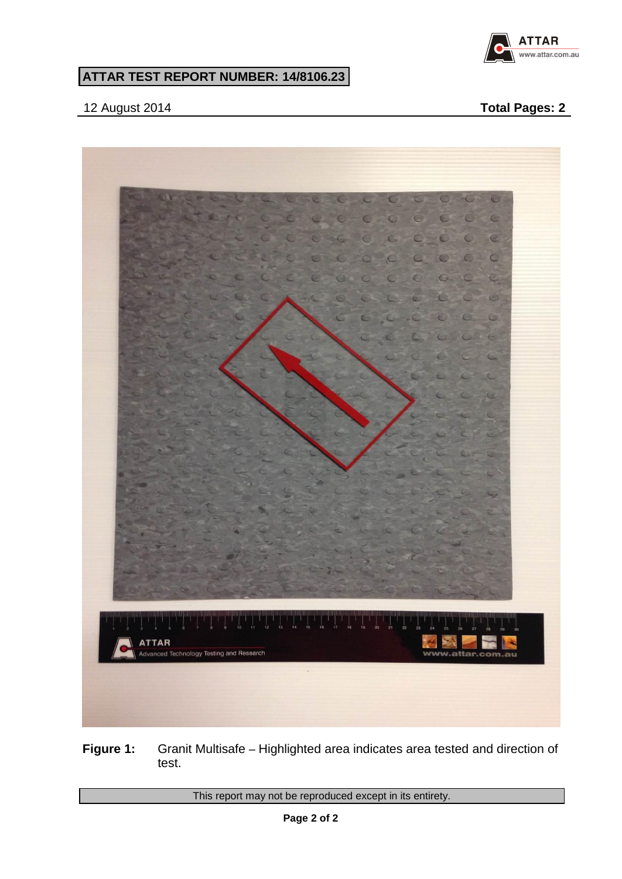**ATTAR TEST REPORT NUMBER: 14/8106.23**

12 August 2014 **Total Pages: 2**

**Figure 1:** Granit Multisafe – Highlighted area indicates area tested and direction of test.

This report may not be reproduced except in its entirety.